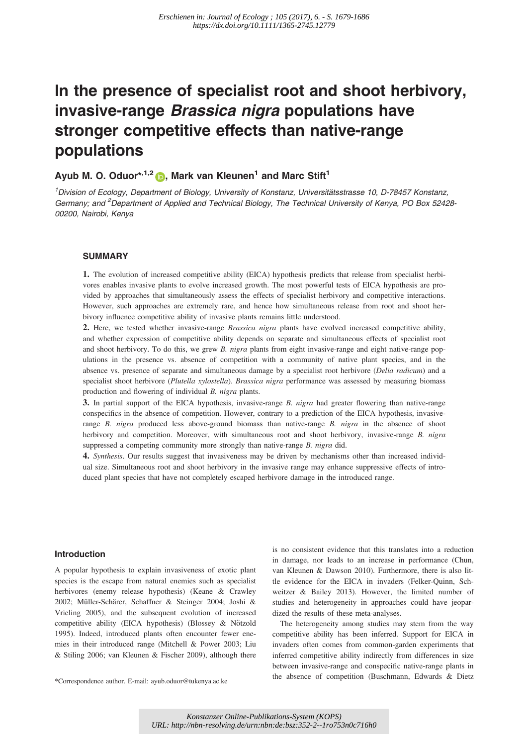*Erschienen in: Journal of Ecology ; 105 (2017), 6. - S. 1679-1686*
*https://dx.doi.org/10.1111/1365-2745.12779*

# In the presence of specialist root and shoot herbivory, invasive-range *Brassica nigra* populations have stronger competitive effects than native-range populations

**Ayub M. O. Oduor*[1,2], Mark van Kleunen[1] and Marc Stift[1]**

[1]*Division of Ecology, Department of Biology, University of Konstanz, Universitätsstrasse 10, D-78457 Konstanz, Germany; and* [2]*Department of Applied and Technical Biology, The Technical University of Kenya, PO Box 52428-00200, Nairobi, Kenya*

## SUMMARY

**1.** The evolution of increased competitive ability (EICA) hypothesis predicts that release from specialist herbivores enables invasive plants to evolve increased growth. The most powerful tests of EICA hypothesis are provided by approaches that simultaneously assess the effects of specialist herbivory and competitive interactions. However, such approaches are extremely rare, and hence how simultaneous release from root and shoot herbivory influence competitive ability of invasive plants remains little understood.

**2.** Here, we tested whether invasive-range *Brassica nigra* plants have evolved increased competitive ability, and whether expression of competitive ability depends on separate and simultaneous effects of specialist root and shoot herbivory. To do this, we grew *B. nigra* plants from eight invasive-range and eight native-range populations in the presence vs. absence of competition with a community of native plant species, and in the absence vs. presence of separate and simultaneous damage by a specialist root herbivore (*Delia radicum*) and a specialist shoot herbivore (*Plutella xylostella*). *Brassica nigra* performance was assessed by measuring biomass production and flowering of individual *B. nigra* plants.

**3.** In partial support of the EICA hypothesis, invasive-range *B. nigra* had greater flowering than native-range conspecifics in the absence of competition. However, contrary to a prediction of the EICA hypothesis, invasive-range *B. nigra* produced less above-ground biomass than native-range *B. nigra* in the absence of shoot herbivory and competition. Moreover, with simultaneous root and shoot herbivory, invasive-range *B. nigra* suppressed a competing community more strongly than native-range *B. nigra* did.

**4.** *Synthesis*. Our results suggest that invasiveness may be driven by mechanisms other than increased individual size. Simultaneous root and shoot herbivory in the invasive range may enhance suppressive effects of introduced plant species that have not completely escaped herbivore damage in the introduced range.

## Introduction

A popular hypothesis to explain invasiveness of exotic plant species is the escape from natural enemies such as specialist herbivores (enemy release hypothesis) (Keane & Crawley 2002; Müller-Schärer, Schaffner & Steinger 2004; Joshi & Vrieling 2005), and the subsequent evolution of increased competitive ability (EICA hypothesis) (Blossey & Nötzold 1995). Indeed, introduced plants often encounter fewer enemies in their introduced range (Mitchell & Power 2003; Liu & Stiling 2006; van Kleunen & Fischer 2009), although there is no consistent evidence that this translates into a reduction in damage, nor leads to an increase in performance (Chun, van Kleunen & Dawson 2010). Furthermore, there is also little evidence for the EICA in invaders (Felker-Quinn, Schweitzer & Bailey 2013). However, the limited number of studies and heterogeneity in approaches could have jeopardized the results of these meta-analyses.

The heterogeneity among studies may stem from the way competitive ability has been inferred. Support for EICA in invaders often comes from common-garden experiments that inferred competitive ability indirectly from differences in size between invasive-range and conspecific native-range plants in the absence of competition (Buschmann, Edwards & Dietz

*Correspondence author. E-mail: ayub.oduor@tukenya.ac.ke

*Konstanzer Online-Publikations-System (KOPS)*
*URL: http://nbn-resolving.de/urn:nbn:de:bsz:352-2--1ro753n0c716h0*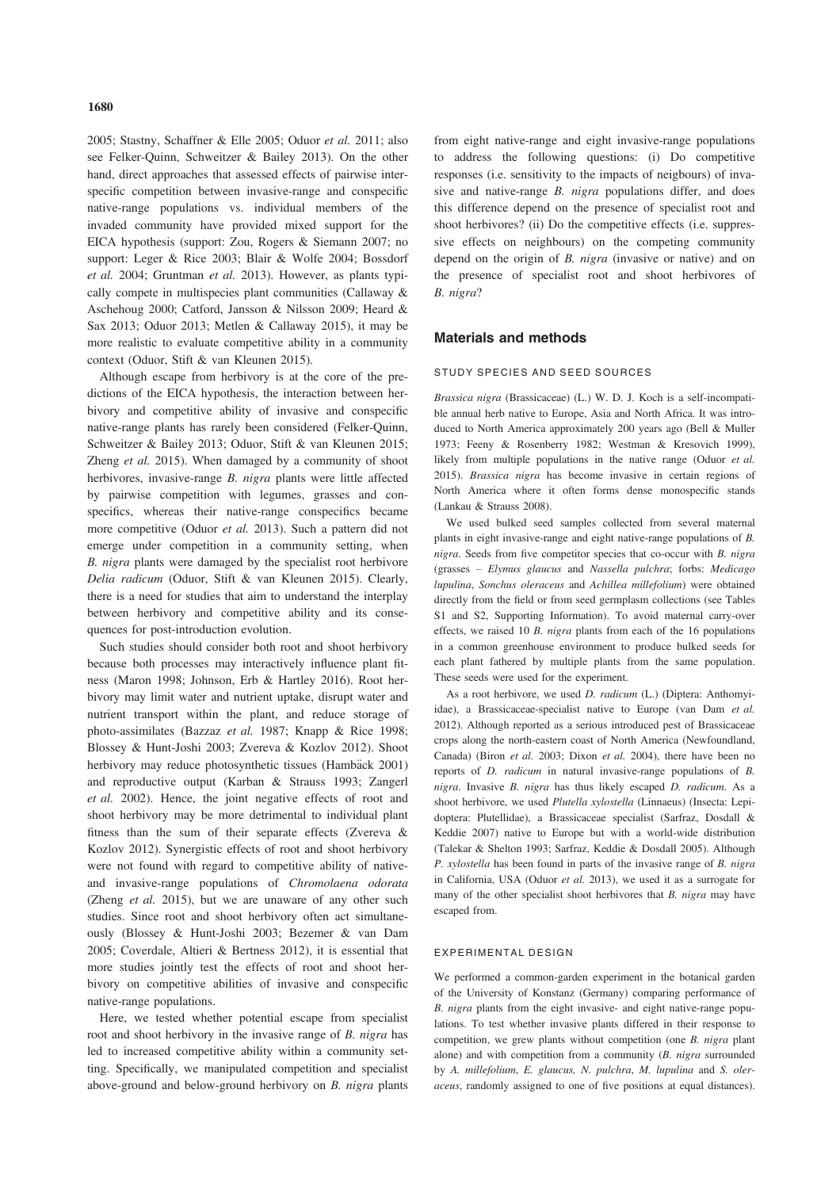2005; Stastny, Schaffner & Elle 2005; Oduor *et al.* 2011; also see Felker-Quinn, Schweitzer & Bailey 2013). On the other hand, direct approaches that assessed effects of pairwise interspecific competition between invasive-range and conspecific native-range populations vs. individual members of the invaded community have provided mixed support for the EICA hypothesis (support: Zou, Rogers & Siemann 2007; no support: Leger & Rice 2003; Blair & Wolfe 2004; Bossdorf *et al.* 2004; Gruntman *et al.* 2013). However, as plants typically compete in multispecies plant communities (Callaway & Aschehoug 2000; Catford, Jansson & Nilsson 2009; Heard & Sax 2013; Oduor 2013; Metlen & Callaway 2015), it may be more realistic to evaluate competitive ability in a community context (Oduor, Stift & van Kleunen 2015).

Although escape from herbivory is at the core of the predictions of the EICA hypothesis, the interaction between herbivory and competitive ability of invasive and conspecific native-range plants has rarely been considered (Felker-Quinn, Schweitzer & Bailey 2013; Oduor, Stift & van Kleunen 2015; Zheng *et al.* 2015). When damaged by a community of shoot herbivores, invasive-range *B. nigra* plants were little affected by pairwise competition with legumes, grasses and conspecifics, whereas their native-range conspecifics became more competitive (Oduor *et al.* 2013). Such a pattern did not emerge under competition in a community setting, when *B. nigra* plants were damaged by the specialist root herbivore *Delia radicum* (Oduor, Stift & van Kleunen 2015). Clearly, there is a need for studies that aim to understand the interplay between herbivory and competitive ability and its consequences for post-introduction evolution.

Such studies should consider both root and shoot herbivory because both processes may interactively influence plant fitness (Maron 1998; Johnson, Erb & Hartley 2016). Root herbivory may limit water and nutrient uptake, disrupt water and nutrient transport within the plant, and reduce storage of photo-assimilates (Bazzaz *et al.* 1987; Knapp & Rice 1998; Blossey & Hunt-Joshi 2003; Zvereva & Kozlov 2012). Shoot herbivory may reduce photosynthetic tissues (Hambäck 2001) and reproductive output (Karban & Strauss 1993; Zangerl *et al.* 2002). Hence, the joint negative effects of root and shoot herbivory may be more detrimental to individual plant fitness than the sum of their separate effects (Zvereva & Kozlov 2012). Synergistic effects of root and shoot herbivory were not found with regard to competitive ability of native- and invasive-range populations of *Chromolaena odorata* (Zheng *et al.* 2015), but we are unaware of any other such studies. Since root and shoot herbivory often act simultaneously (Blossey & Hunt-Joshi 2003; Bezemer & van Dam 2005; Coverdale, Altieri & Bertness 2012), it is essential that more studies jointly test the effects of root and shoot herbivory on competitive abilities of invasive and conspecific native-range populations.

Here, we tested whether potential escape from specialist root and shoot herbivory in the invasive range of *B. nigra* has led to increased competitive ability within a community setting. Specifically, we manipulated competition and specialist above-ground and below-ground herbivory on *B. nigra* plants from eight native-range and eight invasive-range populations to address the following questions: (i) Do competitive responses (i.e. sensitivity to the impacts of neigbours) of invasive and native-range *B. nigra* populations differ, and does this difference depend on the presence of specialist root and shoot herbivores? (ii) Do the competitive effects (i.e. suppressive effects on neighbours) on the competing community depend on the origin of *B. nigra* (invasive or native) and on the presence of specialist root and shoot herbivores of *B. nigra*?

## Materials and methods

### STUDY SPECIES AND SEED SOURCES

*Brassica nigra* (Brassicaceae) (L.) W. D. J. Koch is a self-incompatible annual herb native to Europe, Asia and North Africa. It was introduced to North America approximately 200 years ago (Bell & Muller 1973; Feeny & Rosenberry 1982; Westman & Kresovich 1999), likely from multiple populations in the native range (Oduor *et al.* 2015). *Brassica nigra* has become invasive in certain regions of North America where it often forms dense monospecific stands (Lankau & Strauss 2008).

We used bulked seed samples collected from several maternal plants in eight invasive-range and eight native-range populations of *B. nigra*. Seeds from five competitor species that co-occur with *B. nigra* (grasses – *Elymus glaucus* and *Nassella pulchra*; forbs: *Medicago lupulina*, *Sonchus oleraceus* and *Achillea millefolium*) were obtained directly from the field or from seed germplasm collections (see Tables S1 and S2, Supporting Information). To avoid maternal carry-over effects, we raised 10 *B. nigra* plants from each of the 16 populations in a common greenhouse environment to produce bulked seeds for each plant fathered by multiple plants from the same population. These seeds were used for the experiment.

As a root herbivore, we used *D. radicum* (L.) (Diptera: Anthomyiidae), a Brassicaceae-specialist native to Europe (van Dam *et al.* 2012). Although reported as a serious introduced pest of Brassicaceae crops along the north-eastern coast of North America (Newfoundland, Canada) (Biron *et al.* 2003; Dixon *et al.* 2004), there have been no reports of *D. radicum* in natural invasive-range populations of *B. nigra*. Invasive *B. nigra* has thus likely escaped *D. radicum*. As a shoot herbivore, we used *Plutella xylostella* (Linnaeus) (Insecta: Lepidoptera: Plutellidae), a Brassicaceae specialist (Sarfraz, Dosdall & Keddie 2007) native to Europe but with a world-wide distribution (Talekar & Shelton 1993; Sarfraz, Keddie & Dosdall 2005). Although *P. xylostella* has been found in parts of the invasive range of *B. nigra* in California, USA (Oduor *et al.* 2013), we used it as a surrogate for many of the other specialist shoot herbivores that *B. nigra* may have escaped from.

### EXPERIMENTAL DESIGN

We performed a common-garden experiment in the botanical garden of the University of Konstanz (Germany) comparing performance of *B. nigra* plants from the eight invasive- and eight native-range populations. To test whether invasive plants differed in their response to competition, we grew plants without competition (one *B. nigra* plant alone) and with competition from a community (*B. nigra* surrounded by *A. millefolium*, *E. glaucus*, *N. pulchra*, *M. lupulina* and *S. oleraceus*, randomly assigned to one of five positions at equal distances).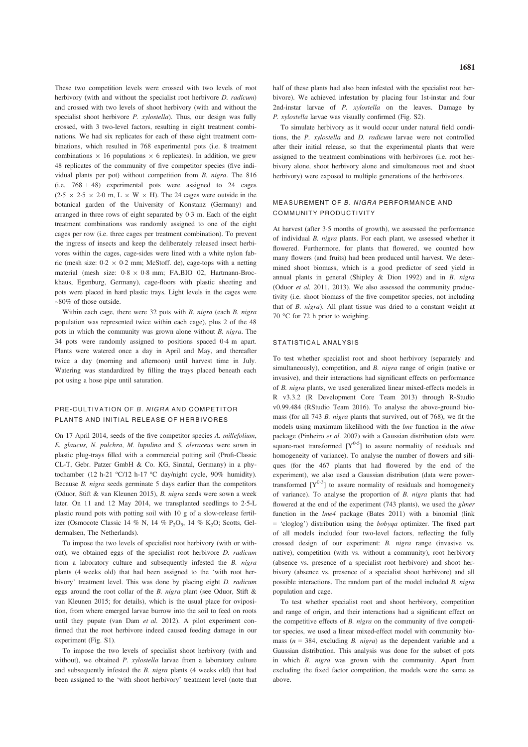These two competition levels were crossed with two levels of root herbivory (with and without the specialist root herbivore *D. radicum*) and crossed with two levels of shoot herbivory (with and without the specialist shoot herbivore *P. xylostella*). Thus, our design was fully crossed, with 3 two-level factors, resulting in eight treatment combinations. We had six replicates for each of these eight treatment combinations, which resulted in 768 experimental pots (i.e. 8 treatment combinations × 16 populations × 6 replicates). In addition, we grew 48 replicates of the community of five competitor species (five individual plants per pot) without competition from *B. nigra*. The 816 (i.e. 768 + 48) experimental pots were assigned to 24 cages (2·5 × 2·5 × 2·0 m, L × W × H). The 24 cages were outside in the botanical garden of the University of Konstanz (Germany) and arranged in three rows of eight separated by 0·3 m. Each of the eight treatment combinations was randomly assigned to one of the eight cages per row (i.e. three cages per treatment combination). To prevent the ingress of insects and keep the deliberately released insect herbivores within the cages, cage-sides were lined with a white nylon fabric (mesh size: 0·2 × 0·2 mm; McStoff. de), cage-tops with a netting material (mesh size: 0·8 × 0·8 mm; FA.BIO 02, Hartmann-Brockhaus, Egenburg, Germany), cage-floors with plastic sheeting and pots were placed in hard plastic trays. Light levels in the cages were ~80% of those outside.

Within each cage, there were 32 pots with *B. nigra* (each *B. nigra* population was represented twice within each cage), plus 2 of the 48 pots in which the community was grown alone without *B. nigra*. The 34 pots were randomly assigned to positions spaced 0·4 m apart. Plants were watered once a day in April and May, and thereafter twice a day (morning and afternoon) until harvest time in July. Watering was standardized by filling the trays placed beneath each pot using a hose pipe until saturation.

### PRE-CULTIVATION OF *B. NIGRA* AND COMPETITOR PLANTS AND INITIAL RELEASE OF HERBIVORES

On 17 April 2014, seeds of the five competitor species *A. millefolium*, *E. glaucus, N. pulchra*, *M. lupulina* and *S. oleraceus* were sown in plastic plug-trays filled with a commercial potting soil (Profi-Classic CL-T, Gebr. Patzer GmbH & Co. KG, Sinntal, Germany) in a phytochamber (12 h-21 °C/12 h-17 °C day/night cycle, 90% humidity). Because *B. nigra* seeds germinate 5 days earlier than the competitors (Oduor, Stift & van Kleunen 2015), *B. nigra* seeds were sown a week later. On 11 and 12 May 2014, we transplanted seedlings to 2·5-L plastic round pots with potting soil with 10 g of a slow-release fertilizer (Osmocote Classic 14 % N, 14 % $P_2O_5$, 14 % $K_2O$; Scotts, Geldermalsen, The Netherlands).

To impose the two levels of specialist root herbivory (with or without), we obtained eggs of the specialist root herbivore *D. radicum* from a laboratory culture and subsequently infested the *B. nigra* plants (4 weeks old) that had been assigned to the 'with root herbivory' treatment level. This was done by placing eight *D. radicum* eggs around the root collar of the *B. nigra* plant (see Oduor, Stift & van Kleunen 2015; for details), which is the usual place for oviposition, from where emerged larvae burrow into the soil to feed on roots until they pupate (van Dam *et al.* 2012). A pilot experiment confirmed that the root herbivore indeed caused feeding damage in our experiment (Fig. S1).

To impose the two levels of specialist shoot herbivory (with and without), we obtained *P. xylostella* larvae from a laboratory culture and subsequently infested the *B. nigra* plants (4 weeks old) that had been assigned to the 'with shoot herbivory' treatment level (note that half of these plants had also been infested with the specialist root herbivore). We achieved infestation by placing four 1st-instar and four 2nd-instar larvae of *P. xylostella* on the leaves. Damage by *P. xylostella* larvae was visually confirmed (Fig. S2).

To simulate herbivory as it would occur under natural field conditions, the *P. xylostella* and *D. radicum* larvae were not controlled after their initial release, so that the experimental plants that were assigned to the treatment combinations with herbivores (i.e. root herbivory alone, shoot herbivory alone and simultaneous root and shoot herbivory) were exposed to multiple generations of the herbivores.

### MEASUREMENT OF *B. NIGRA* PERFORMANCE AND COMMUNITY PRODUCTIVITY

At harvest (after 3·5 months of growth), we assessed the performance of individual *B. nigra* plants. For each plant, we assessed whether it flowered. Furthermore, for plants that flowered, we counted how many flowers (and fruits) had been produced until harvest. We determined shoot biomass, which is a good predictor of seed yield in annual plants in general (Shipley & Dion 1992) and in *B. nigra* (Oduor *et al.* 2011, 2013). We also assessed the community productivity (i.e. shoot biomass of the five competitor species, not including that of *B. nigra*). All plant tissue was dried to a constant weight at 70 °C for 72 h prior to weighing.

### STATISTICAL ANALYSIS

To test whether specialist root and shoot herbivory (separately and simultaneously), competition, and *B. nigra* range of origin (native or invasive), and their interactions had significant effects on performance of *B. nigra* plants, we used generalized linear mixed-effects models in R v3.3.2 (R Development Core Team 2013) through R-Studio v0.99.484 (RStudio Team 2016). To analyse the above-ground biomass (for all 743 *B. nigra* plants that survived, out of 768), we fit the models using maximum likelihood with the *lme* function in the *nlme* package (Pinheiro *et al.* 2007) with a Gaussian distribution (data were square-root transformed [$Y^{0.5}$] to assure normality of residuals and homogeneity of variance). To analyse the number of flowers and siliques (for the 467 plants that had flowered by the end of the experiment), we also used a Gaussian distribution (data were power-transformed [$Y^{0.3}$] to assure normality of residuals and homogeneity of variance). To analyse the proportion of *B. nigra* plants that had flowered at the end of the experiment (743 plants), we used the *glmer* function in the *lme4* package (Bates 2011) with a binomial (link = 'cloglog') distribution using the *bobyqa* optimizer. The fixed part of all models included four two-level factors, reflecting the fully crossed design of our experiment: *B. nigra* range (invasive vs. native), competition (with vs. without a community), root herbivory (absence vs. presence of a specialist root herbivore) and shoot herbivory (absence vs. presence of a specialist shoot herbivore) and all possible interactions. The random part of the model included *B. nigra* population and cage.

To test whether specialist root and shoot herbivory, competition and range of origin, and their interactions had a significant effect on the competitive effects of *B. nigra* on the community of five competitor species, we used a linear mixed-effect model with community biomass ($n$ = 384, excluding *B. nigra*) as the dependent variable and a Gaussian distribution. This analysis was done for the subset of pots in which *B. nigra* was grown with the community. Apart from excluding the fixed factor competition, the models were the same as above.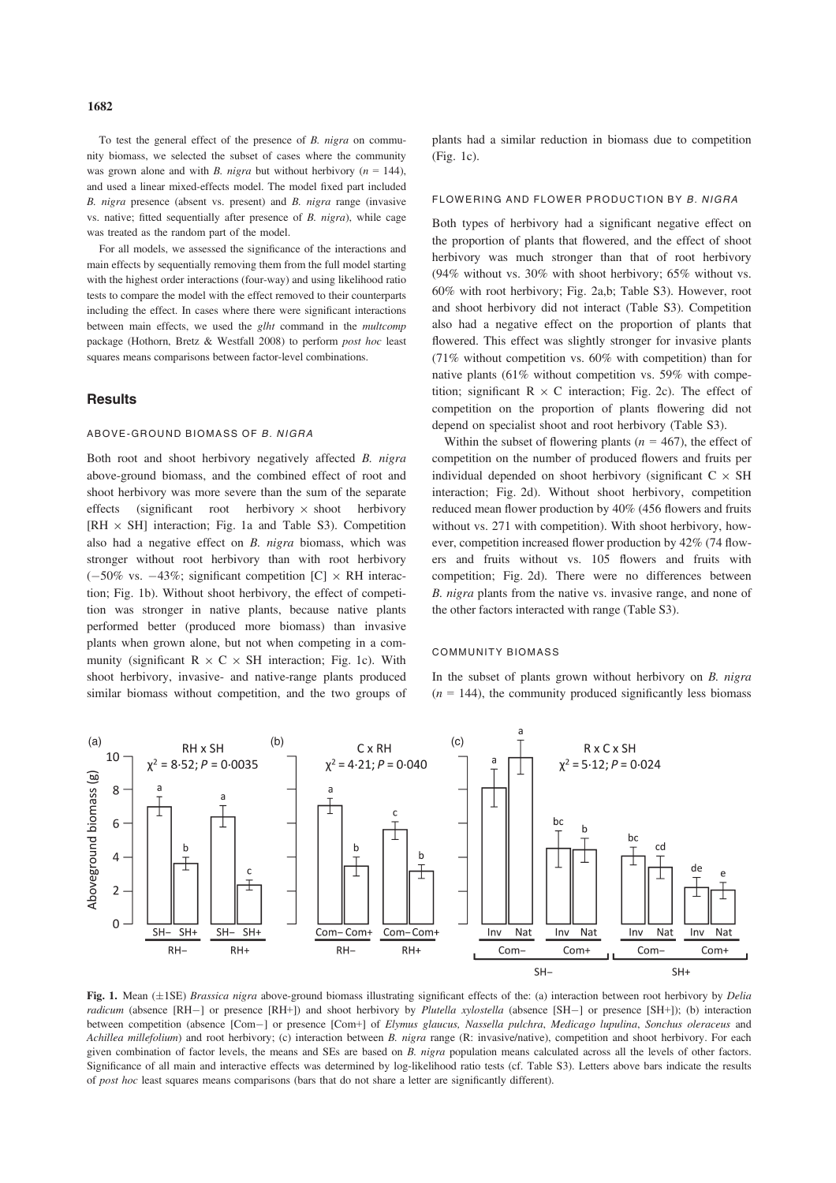To test the general effect of the presence of *B. nigra* on community biomass, we selected the subset of cases where the community was grown alone and with *B. nigra* but without herbivory ($n = 144$), and used a linear mixed-effects model. The model fixed part included *B. nigra* presence (absent vs. present) and *B. nigra* range (invasive vs. native; fitted sequentially after presence of *B. nigra*), while cage was treated as the random part of the model.

For all models, we assessed the significance of the interactions and main effects by sequentially removing them from the full model starting with the highest order interactions (four-way) and using likelihood ratio tests to compare the model with the effect removed to their counterparts including the effect. In cases where there were significant interactions between main effects, we used the *glht* command in the *multcomp* package (Hothorn, Bretz & Westfall 2008) to perform *post hoc* least squares means comparisons between factor-level combinations.

## Results

### ABOVE-GROUND BIOMASS OF *B. NIGRA*

Both root and shoot herbivory negatively affected *B. nigra* above-ground biomass, and the combined effect of root and shoot herbivory was more severe than the sum of the separate effects (significant root herbivory × shoot herbivory [RH × SH] interaction; Fig. 1a and Table S3). Competition also had a negative effect on *B. nigra* biomass, which was stronger without root herbivory than with root herbivory (−50% vs. −43%; significant competition [C] × RH interaction; Fig. 1b). Without shoot herbivory, the effect of competition was stronger in native plants, because native plants performed better (produced more biomass) than invasive plants when grown alone, but not when competing in a community (significant R × C × SH interaction; Fig. 1c). With shoot herbivory, invasive- and native-range plants produced similar biomass without competition, and the two groups of plants had a similar reduction in biomass due to competition (Fig. 1c).

### FLOWERING AND FLOWER PRODUCTION BY *B. NIGRA*

Both types of herbivory had a significant negative effect on the proportion of plants that flowered, and the effect of shoot herbivory was much stronger than that of root herbivory (94% without vs. 30% with shoot herbivory; 65% without vs. 60% with root herbivory; Fig. 2a,b; Table S3). However, root and shoot herbivory did not interact (Table S3). Competition also had a negative effect on the proportion of plants that flowered. This effect was slightly stronger for invasive plants (71% without competition vs. 60% with competition) than for native plants (61% without competition vs. 59% with competition; significant R × C interaction; Fig. 2c). The effect of competition on the proportion of plants flowering did not depend on specialist shoot and root herbivory (Table S3).

Within the subset of flowering plants ($n = 467$), the effect of competition on the number of produced flowers and fruits per individual depended on shoot herbivory (significant C × SH interaction; Fig. 2d). Without shoot herbivory, competition reduced mean flower production by 40% (456 flowers and fruits without vs. 271 with competition). With shoot herbivory, however, competition increased flower production by 42% (74 flowers and fruits without vs. 105 flowers and fruits with competition; Fig. 2d). There were no differences between *B. nigra* plants from the native vs. invasive range, and none of the other factors interacted with range (Table S3).

### COMMUNITY BIOMASS

In the subset of plants grown without herbivory on *B. nigra* ($n = 144$), the community produced significantly less biomass

**Fig. 1.** Mean (±1SE) *Brassica nigra* above-ground biomass illustrating significant effects of the: (a) interaction between root herbivory by *Delia radicum* (absence [RH−] or presence [RH+]) and shoot herbivory by *Plutella xylostella* (absence [SH−] or presence [SH+]); (b) interaction between competition (absence [Com−] or presence [Com+] of *Elymus glaucus, Nassella pulchra, Medicago lupulina, Sonchus oleraceus* and *Achillea millefolium*) and root herbivory; (c) interaction between *B. nigra* range (R: invasive/native), competition and shoot herbivory. For each given combination of factor levels, the means and SEs are based on *B. nigra* population means calculated across all the levels of other factors. Significance of all main and interactive effects was determined by log-likelihood ratio tests (cf. Table S3). Letters above bars indicate the results of *post hoc* least squares means comparisons (bars that do not share a letter are significantly different).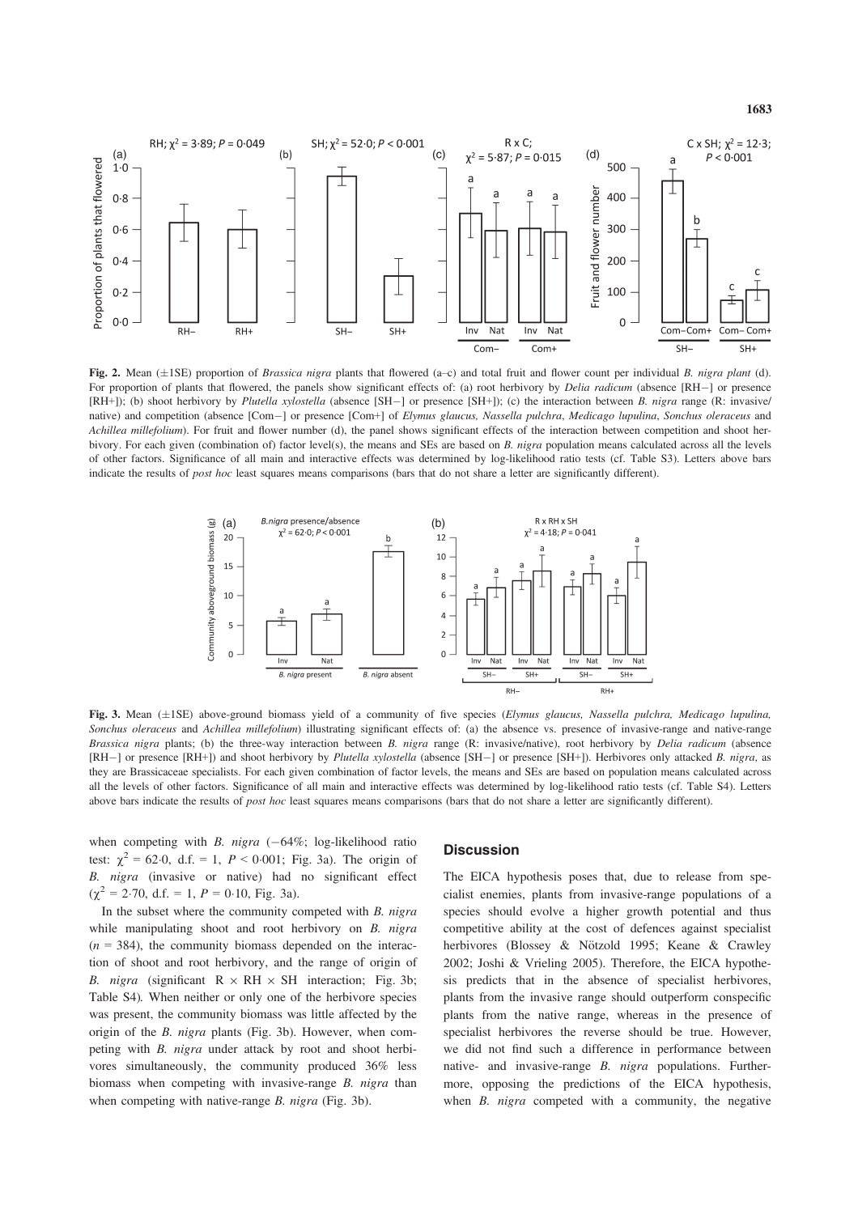**Fig. 2.** Mean (±1SE) proportion of *Brassica nigra* plants that flowered (a–c) and total fruit and flower count per individual *B. nigra plant* (d). For proportion of plants that flowered, the panels show significant effects of: (a) root herbivory by *Delia radicum* (absence [RH−] or presence [RH+]); (b) shoot herbivory by *Plutella xylostella* (absence [SH−] or presence [SH+]); (c) the interaction between *B. nigra* range (R: invasive/native) and competition (absence [Com−] or presence [Com+] of *Elymus glaucus, Nassella pulchra, Medicago lupulina, Sonchus oleraceus* and *Achillea millefolium*). For fruit and flower number (d), the panel shows significant effects of the interaction between competition and shoot herbivory. For each given (combination of) factor level(s), the means and SEs are based on *B. nigra* population means calculated across all the levels of other factors. Significance of all main and interactive effects was determined by log-likelihood ratio tests (cf. Table S3). Letters above bars indicate the results of *post hoc* least squares means comparisons (bars that do not share a letter are significantly different).

**Fig. 3.** Mean (±1SE) above-ground biomass yield of a community of five species (*Elymus glaucus, Nassella pulchra, Medicago lupulina, Sonchus oleraceus* and *Achillea millefolium*) illustrating significant effects of: (a) the absence vs. presence of invasive-range and native-range *Brassica nigra* plants; (b) the three-way interaction between *B. nigra* range (R: invasive/native), root herbivory by *Delia radicum* (absence [RH−] or presence [RH+]) and shoot herbivory by *Plutella xylostella* (absence [SH−] or presence [SH+]). Herbivores only attacked *B. nigra*, as they are Brassicaceae specialists. For each given combination of factor levels, the means and SEs are based on population means calculated across all the levels of other factors. Significance of all main and interactive effects was determined by log-likelihood ratio tests (cf. Table S4). Letters above bars indicate the results of *post hoc* least squares means comparisons (bars that do not share a letter are significantly different).

when competing with *B. nigra* (−64%; log-likelihood ratio test: $\chi^2 = 62{\cdot}0$, d.f. = 1, $P < 0{\cdot}001$; Fig. 3a). The origin of *B. nigra* (invasive or native) had no significant effect ($\chi^2 = 2{\cdot}70$, d.f. = 1, $P = 0{\cdot}10$, Fig. 3a).

In the subset where the community competed with *B. nigra* while manipulating shoot and root herbivory on *B. nigra* ($n = 384$), the community biomass depended on the interaction of shoot and root herbivory, and the range of origin of *B. nigra* (significant R × RH × SH interaction; Fig. 3b; Table S4). When neither or only one of the herbivore species was present, the community biomass was little affected by the origin of the *B. nigra* plants (Fig. 3b). However, when competing with *B. nigra* under attack by root and shoot herbivores simultaneously, the community produced 36% less biomass when competing with invasive-range *B. nigra* than when competing with native-range *B. nigra* (Fig. 3b).

## Discussion

The EICA hypothesis poses that, due to release from specialist enemies, plants from invasive-range populations of a species should evolve a higher growth potential and thus competitive ability at the cost of defences against specialist herbivores (Blossey & Nötzold 1995; Keane & Crawley 2002; Joshi & Vrieling 2005). Therefore, the EICA hypothesis predicts that in the absence of specialist herbivores, plants from the invasive range should outperform conspecific plants from the native range, whereas in the presence of specialist herbivores the reverse should be true. However, we did not find such a difference in performance between native- and invasive-range *B. nigra* populations. Furthermore, opposing the predictions of the EICA hypothesis, when *B. nigra* competed with a community, the negative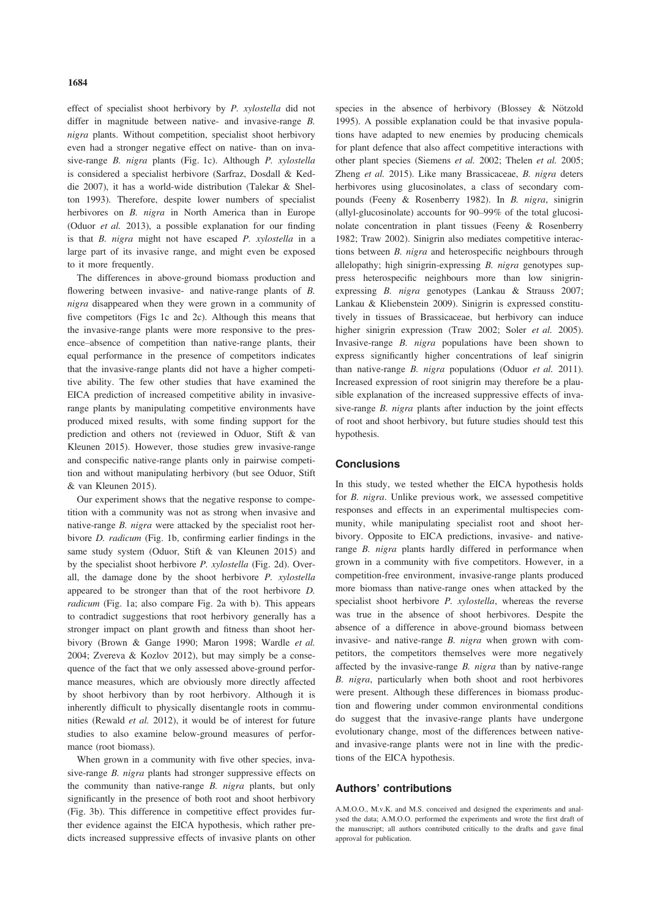effect of specialist shoot herbivory by *P. xylostella* did not differ in magnitude between native- and invasive-range *B. nigra* plants. Without competition, specialist shoot herbivory even had a stronger negative effect on native- than on invasive-range *B. nigra* plants (Fig. 1c). Although *P. xylostella* is considered a specialist herbivore (Sarfraz, Dosdall & Keddie 2007), it has a world-wide distribution (Talekar & Shelton 1993). Therefore, despite lower numbers of specialist herbivores on *B. nigra* in North America than in Europe (Oduor *et al.* 2013), a possible explanation for our finding is that *B. nigra* might not have escaped *P. xylostella* in a large part of its invasive range, and might even be exposed to it more frequently.

The differences in above-ground biomass production and flowering between invasive- and native-range plants of *B. nigra* disappeared when they were grown in a community of five competitors (Figs 1c and 2c). Although this means that the invasive-range plants were more responsive to the presence–absence of competition than native-range plants, their equal performance in the presence of competitors indicates that the invasive-range plants did not have a higher competitive ability. The few other studies that have examined the EICA prediction of increased competitive ability in invasive-range plants by manipulating competitive environments have produced mixed results, with some finding support for the prediction and others not (reviewed in Oduor, Stift & van Kleunen 2015). However, those studies grew invasive-range and conspecific native-range plants only in pairwise competition and without manipulating herbivory (but see Oduor, Stift & van Kleunen 2015).

Our experiment shows that the negative response to competition with a community was not as strong when invasive and native-range *B. nigra* were attacked by the specialist root herbivore *D. radicum* (Fig. 1b, confirming earlier findings in the same study system (Oduor, Stift & van Kleunen 2015) and by the specialist shoot herbivore *P. xylostella* (Fig. 2d). Overall, the damage done by the shoot herbivore *P. xylostella* appeared to be stronger than that of the root herbivore *D. radicum* (Fig. 1a; also compare Fig. 2a with b). This appears to contradict suggestions that root herbivory generally has a stronger impact on plant growth and fitness than shoot herbivory (Brown & Gange 1990; Maron 1998; Wardle *et al.* 2004; Zvereva & Kozlov 2012), but may simply be a consequence of the fact that we only assessed above-ground performance measures, which are obviously more directly affected by shoot herbivory than by root herbivory. Although it is inherently difficult to physically disentangle roots in communities (Rewald *et al.* 2012), it would be of interest for future studies to also examine below-ground measures of performance (root biomass).

When grown in a community with five other species, invasive-range *B. nigra* plants had stronger suppressive effects on the community than native-range *B. nigra* plants, but only significantly in the presence of both root and shoot herbivory (Fig. 3b). This difference in competitive effect provides further evidence against the EICA hypothesis, which rather predicts increased suppressive effects of invasive plants on other species in the absence of herbivory (Blossey & Nötzold 1995). A possible explanation could be that invasive populations have adapted to new enemies by producing chemicals for plant defence that also affect competitive interactions with other plant species (Siemens *et al.* 2002; Thelen *et al.* 2005; Zheng *et al.* 2015). Like many Brassicaceae, *B. nigra* deters herbivores using glucosinolates, a class of secondary compounds (Feeny & Rosenberry 1982). In *B. nigra*, sinigrin (allyl-glucosinolate) accounts for 90–99% of the total glucosinolate concentration in plant tissues (Feeny & Rosenberry 1982; Traw 2002). Sinigrin also mediates competitive interactions between *B. nigra* and heterospecific neighbours through allelopathy; high sinigrin-expressing *B. nigra* genotypes suppress heterospecific neighbours more than low sinigrin-expressing *B. nigra* genotypes (Lankau & Strauss 2007; Lankau & Kliebenstein 2009). Sinigrin is expressed constitutively in tissues of Brassicaceae, but herbivory can induce higher sinigrin expression (Traw 2002; Soler *et al.* 2005). Invasive-range *B. nigra* populations have been shown to express significantly higher concentrations of leaf sinigrin than native-range *B. nigra* populations (Oduor *et al.* 2011). Increased expression of root sinigrin may therefore be a plausible explanation of the increased suppressive effects of invasive-range *B. nigra* plants after induction by the joint effects of root and shoot herbivory, but future studies should test this hypothesis.

## Conclusions

In this study, we tested whether the EICA hypothesis holds for *B. nigra*. Unlike previous work, we assessed competitive responses and effects in an experimental multispecies community, while manipulating specialist root and shoot herbivory. Opposite to EICA predictions, invasive- and native-range *B. nigra* plants hardly differed in performance when grown in a community with five competitors. However, in a competition-free environment, invasive-range plants produced more biomass than native-range ones when attacked by the specialist shoot herbivore *P. xylostella*, whereas the reverse was true in the absence of shoot herbivores. Despite the absence of a difference in above-ground biomass between invasive- and native-range *B. nigra* when grown with competitors, the competitors themselves were more negatively affected by the invasive-range *B. nigra* than by native-range *B. nigra*, particularly when both shoot and root herbivores were present. Although these differences in biomass production and flowering under common environmental conditions do suggest that the invasive-range plants have undergone evolutionary change, most of the differences between native- and invasive-range plants were not in line with the predictions of the EICA hypothesis.

## Authors' contributions

A.M.O.O., M.v.K. and M.S. conceived and designed the experiments and analysed the data; A.M.O.O. performed the experiments and wrote the first draft of the manuscript; all authors contributed critically to the drafts and gave final approval for publication.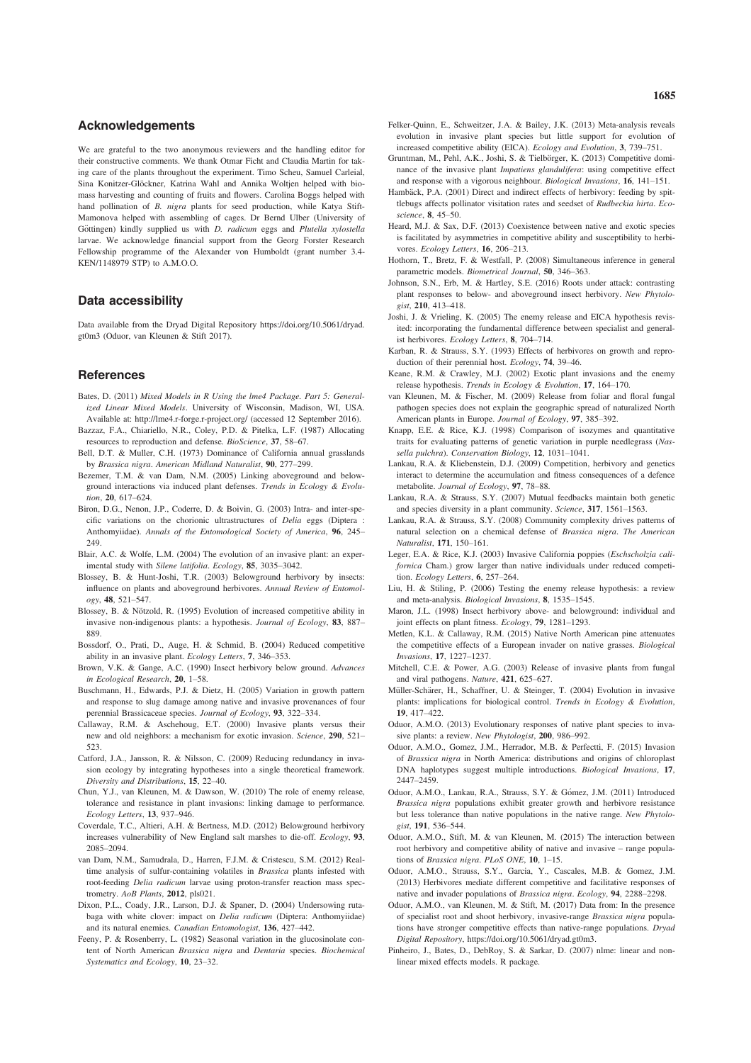## Acknowledgements

We are grateful to the two anonymous reviewers and the handling editor for their constructive comments. We thank Otmar Ficht and Claudia Martin for taking care of the plants throughout the experiment. Timo Scheu, Samuel Carleial, Sina Konitzer-Glöckner, Katrina Wahl and Annika Woltjen helped with biomass harvesting and counting of fruits and flowers. Carolina Boggs helped with hand pollination of *B. nigra* plants for seed production, while Katya Stift-Mamonova helped with assembling of cages. Dr Bernd Ulber (University of Göttingen) kindly supplied us with *D. radicum* eggs and *Plutella xylostella* larvae. We acknowledge financial support from the Georg Forster Research Fellowship programme of the Alexander von Humboldt (grant number 3.4-KEN/1148979 STP) to A.M.O.O.

## Data accessibility

Data available from the Dryad Digital Repository https://doi.org/10.5061/dryad.gt0m3 (Oduor, van Kleunen & Stift 2017).

## References

Bates, D. (2011) *Mixed Models in R Using the lme4 Package. Part 5: Generalized Linear Mixed Models*. University of Wisconsin, Madison, WI, USA. Available at: http://lme4.r-forge.r-project.org/ (accessed 12 September 2016).

Bazzaz, F.A., Chiariello, N.R., Coley, P.D. & Pitelka, L.F. (1987) Allocating resources to reproduction and defense. *BioScience*, **37**, 58–67.

Bell, D.T. & Muller, C.H. (1973) Dominance of California annual grasslands by *Brassica nigra*. *American Midland Naturalist*, **90**, 277–299.

Bezemer, T.M. & van Dam, N.M. (2005) Linking aboveground and belowground interactions via induced plant defenses. *Trends in Ecology & Evolution*, **20**, 617–624.

Biron, D.G., Nenon, J.P., Coderre, D. & Boivin, G. (2003) Intra- and inter-specific variations on the chorionic ultrastructures of *Delia* eggs (Diptera : Anthomyiidae). *Annals of the Entomological Society of America*, **96**, 245–249.

Blair, A.C. & Wolfe, L.M. (2004) The evolution of an invasive plant: an experimental study with *Silene latifolia*. *Ecology*, **85**, 3035–3042.

Blossey, B. & Hunt-Joshi, T.R. (2003) Belowground herbivory by insects: influence on plants and aboveground herbivores. *Annual Review of Entomology*, **48**, 521–547.

Blossey, B. & Nötzold, R. (1995) Evolution of increased competitive ability in invasive non-indigenous plants: a hypothesis. *Journal of Ecology*, **83**, 887–889.

Bossdorf, O., Prati, D., Auge, H. & Schmid, B. (2004) Reduced competitive ability in an invasive plant. *Ecology Letters*, **7**, 346–353.

Brown, V.K. & Gange, A.C. (1990) Insect herbivory below ground. *Advances in Ecological Research*, **20**, 1–58.

Buschmann, H., Edwards, P.J. & Dietz, H. (2005) Variation in growth pattern and response to slug damage among native and invasive provenances of four perennial Brassicaceae species. *Journal of Ecology*, **93**, 322–334.

Callaway, R.M. & Aschehoug, E.T. (2000) Invasive plants versus their new and old neighbors: a mechanism for exotic invasion. *Science*, **290**, 521–523.

Catford, J.A., Jansson, R. & Nilsson, C. (2009) Reducing redundancy in invasion ecology by integrating hypotheses into a single theoretical framework. *Diversity and Distributions*, **15**, 22–40.

Chun, Y.J., van Kleunen, M. & Dawson, W. (2010) The role of enemy release, tolerance and resistance in plant invasions: linking damage to performance. *Ecology Letters*, **13**, 937–946.

Coverdale, T.C., Altieri, A.H. & Bertness, M.D. (2012) Belowground herbivory increases vulnerability of New England salt marshes to die-off. *Ecology*, **93**, 2085–2094.

van Dam, N.M., Samudrala, D., Harren, F.J.M. & Cristescu, S.M. (2012) Real-time analysis of sulfur-containing volatiles in *Brassica* plants infested with root-feeding *Delia radicum* larvae using proton-transfer reaction mass spectrometry. *AoB Plants*, **2012**, pls021.

Dixon, P.L., Coady, J.R., Larson, D.J. & Spaner, D. (2004) Undersowing rutabaga with white clover: impact on *Delia radicum* (Diptera: Anthomyiidae) and its natural enemies. *Canadian Entomologist*, **136**, 427–442.

Feeny, P. & Rosenberry, L. (1982) Seasonal variation in the glucosinolate content of North American *Brassica nigra* and *Dentaria* species. *Biochemical Systematics and Ecology*, **10**, 23–32.

Felker-Quinn, E., Schweitzer, J.A. & Bailey, J.K. (2013) Meta-analysis reveals evolution in invasive plant species but little support for evolution of increased competitive ability (EICA). *Ecology and Evolution*, **3**, 739–751.

Gruntman, M., Pehl, A.K., Joshi, S. & Tielbörger, K. (2013) Competitive dominance of the invasive plant *Impatiens glandulifera*: using competitive effect and response with a vigorous neighbour. *Biological Invasions*, **16**, 141–151.

Hambäck, P.A. (2001) Direct and indirect effects of herbivory: feeding by spittlebugs affects pollinator visitation rates and seedset of *Rudbeckia hirta*. *Ecoscience*, **8**, 45–50.

Heard, M.J. & Sax, D.F. (2013) Coexistence between native and exotic species is facilitated by asymmetries in competitive ability and susceptibility to herbivores. *Ecology Letters*, **16**, 206–213.

Hothorn, T., Bretz, F. & Westfall, P. (2008) Simultaneous inference in general parametric models. *Biometrical Journal*, **50**, 346–363.

Johnson, S.N., Erb, M. & Hartley, S.E. (2016) Roots under attack: contrasting plant responses to below- and aboveground insect herbivory. *New Phytologist*, **210**, 413–418.

Joshi, J. & Vrieling, K. (2005) The enemy release and EICA hypothesis revisited: incorporating the fundamental difference between specialist and generalist herbivores. *Ecology Letters*, **8**, 704–714.

Karban, R. & Strauss, S.Y. (1993) Effects of herbivores on growth and reproduction of their perennial host. *Ecology*, **74**, 39–46.

Keane, R.M. & Crawley, M.J. (2002) Exotic plant invasions and the enemy release hypothesis. *Trends in Ecology & Evolution*, **17**, 164–170.

van Kleunen, M. & Fischer, M. (2009) Release from foliar and floral fungal pathogen species does not explain the geographic spread of naturalized North American plants in Europe. *Journal of Ecology*, **97**, 385–392.

Knapp, E.E. & Rice, K.J. (1998) Comparison of isozymes and quantitative traits for evaluating patterns of genetic variation in purple needlegrass (*Nassella pulchra*). *Conservation Biology*, **12**, 1031–1041.

Lankau, R.A. & Kliebenstein, D.J. (2009) Competition, herbivory and genetics interact to determine the accumulation and fitness consequences of a defence metabolite. *Journal of Ecology*, **97**, 78–88.

Lankau, R.A. & Strauss, S.Y. (2007) Mutual feedbacks maintain both genetic and species diversity in a plant community. *Science*, **317**, 1561–1563.

Lankau, R.A. & Strauss, S.Y. (2008) Community complexity drives patterns of natural selection on a chemical defense of *Brassica nigra*. *The American Naturalist*, **171**, 150–161.

Leger, E.A. & Rice, K.J. (2003) Invasive California poppies (*Eschscholzia californica* Cham.) grow larger than native individuals under reduced competition. *Ecology Letters*, **6**, 257–264.

Liu, H. & Stiling, P. (2006) Testing the enemy release hypothesis: a review and meta-analysis. *Biological Invasions*, **8**, 1535–1545.

Maron, J.L. (1998) Insect herbivory above- and belowground: individual and joint effects on plant fitness. *Ecology*, **79**, 1281–1293.

Metlen, K.L. & Callaway, R.M. (2015) Native North American pine attenuates the competitive effects of a European invader on native grasses. *Biological Invasions*, **17**, 1227–1237.

Mitchell, C.E. & Power, A.G. (2003) Release of invasive plants from fungal and viral pathogens. *Nature*, **421**, 625–627.

Müller-Schärer, H., Schaffner, U. & Steinger, T. (2004) Evolution in invasive plants: implications for biological control. *Trends in Ecology & Evolution*, **19**, 417–422.

Oduor, A.M.O. (2013) Evolutionary responses of native plant species to invasive plants: a review. *New Phytologist*, **200**, 986–992.

Oduor, A.M.O., Gomez, J.M., Herrador, M.B. & Perfectti, F. (2015) Invasion of *Brassica nigra* in North America: distributions and origins of chloroplast DNA haplotypes suggest multiple introductions. *Biological Invasions*, **17**, 2447–2459.

Oduor, A.M.O., Lankau, R.A., Strauss, S.Y. & Gómez, J.M. (2011) Introduced *Brassica nigra* populations exhibit greater growth and herbivore resistance but less tolerance than native populations in the native range. *New Phytologist*, **191**, 536–544.

Oduor, A.M.O., Stift, M. & van Kleunen, M. (2015) The interaction between root herbivory and competitive ability of native and invasive – range populations of *Brassica nigra*. *PLoS ONE*, **10**, 1–15.

Oduor, A.M.O., Strauss, S.Y., Garcia, Y., Cascales, M.B. & Gomez, J.M. (2013) Herbivores mediate different competitive and facilitative responses of native and invader populations of *Brassica nigra*. *Ecology*, **94**, 2288–2298.

Oduor, A.M.O., van Kleunen, M. & Stift, M. (2017) Data from: In the presence of specialist root and shoot herbivory, invasive-range *Brassica nigra* populations have stronger competitive effects than native-range populations. *Dryad Digital Repository*, https://doi.org/10.5061/dryad.gt0m3.

Pinheiro, J., Bates, D., DebRoy, S. & Sarkar, D. (2007) nlme: linear and nonlinear mixed effects models. R package.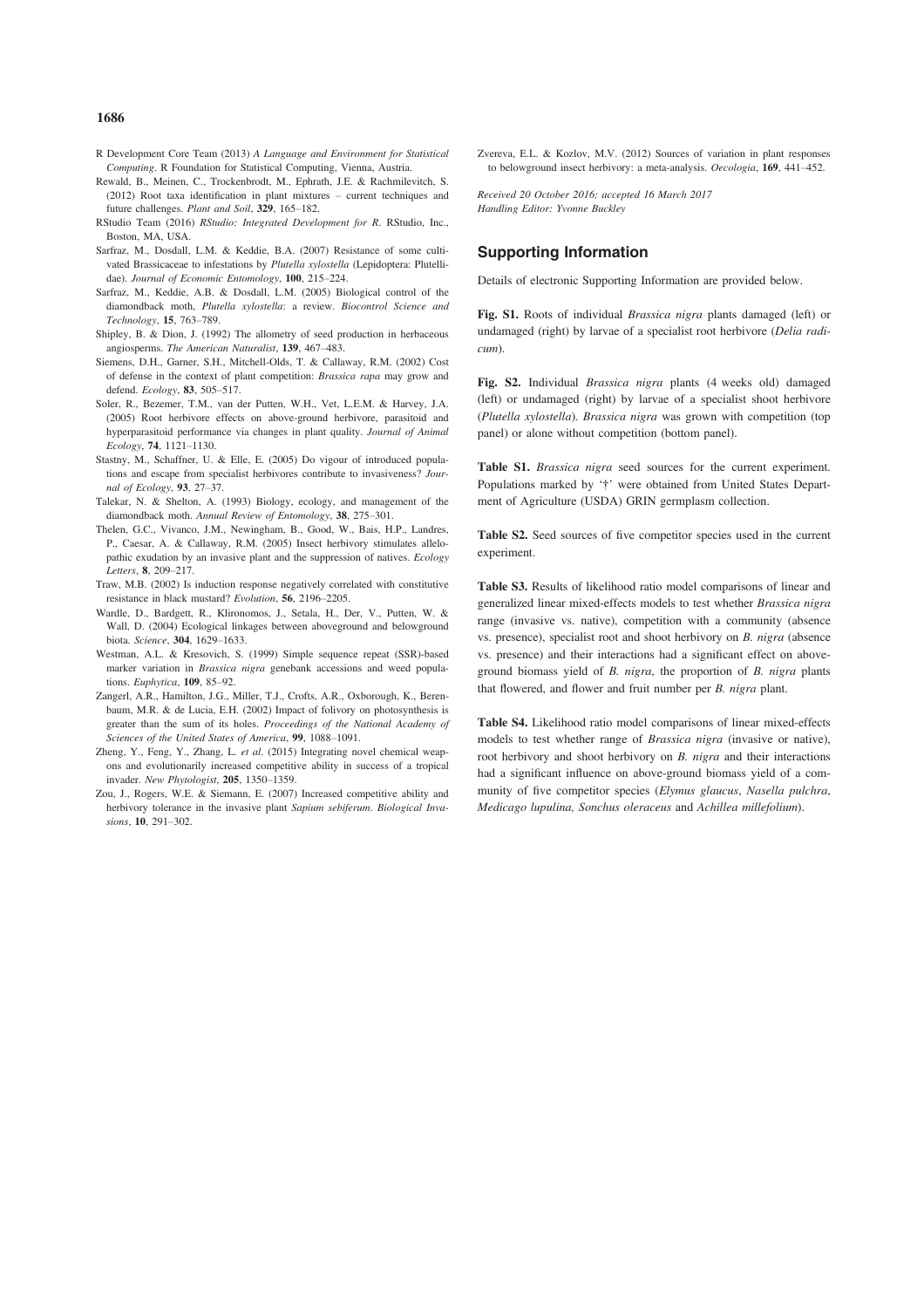R Development Core Team (2013) *A Language and Environment for Statistical Computing*. R Foundation for Statistical Computing, Vienna, Austria.

Rewald, B., Meinen, C., Trockenbrodt, M., Ephrath, J.E. & Rachmilevitch, S. (2012) Root taxa identification in plant mixtures – current techniques and future challenges. *Plant and Soil*, **329**, 165–182.

RStudio Team (2016) *RStudio: Integrated Development for R*. RStudio, Inc., Boston, MA, USA.

Sarfraz, M., Dosdall, L.M. & Keddie, B.A. (2007) Resistance of some cultivated Brassicaceae to infestations by *Plutella xylostella* (Lepidoptera: Plutellidae). *Journal of Economic Entomology*, **100**, 215–224.

Sarfraz, M., Keddie, A.B. & Dosdall, L.M. (2005) Biological control of the diamondback moth, *Plutella xylostella*: a review. *Biocontrol Science and Technology*, **15**, 763–789.

Shipley, B. & Dion, J. (1992) The allometry of seed production in herbaceous angiosperms. *The American Naturalist*, **139**, 467–483.

Siemens, D.H., Garner, S.H., Mitchell-Olds, T. & Callaway, R.M. (2002) Cost of defense in the context of plant competition: *Brassica rapa* may grow and defend. *Ecology*, **83**, 505–517.

Soler, R., Bezemer, T.M., van der Putten, W.H., Vet, L.E.M. & Harvey, J.A. (2005) Root herbivore effects on above-ground herbivore, parasitoid and hyperparasitoid performance via changes in plant quality. *Journal of Animal Ecology*, **74**, 1121–1130.

Stastny, M., Schaffner, U. & Elle, E. (2005) Do vigour of introduced populations and escape from specialist herbivores contribute to invasiveness? *Journal of Ecology*, **93**, 27–37.

Talekar, N. & Shelton, A. (1993) Biology, ecology, and management of the diamondback moth. *Annual Review of Entomology*, **38**, 275–301.

Thelen, G.C., Vivanco, J.M., Newingham, B., Good, W., Bais, H.P., Landres, P., Caesar, A. & Callaway, R.M. (2005) Insect herbivory stimulates allelopathic exudation by an invasive plant and the suppression of natives. *Ecology Letters*, **8**, 209–217.

Traw, M.B. (2002) Is induction response negatively correlated with constitutive resistance in black mustard? *Evolution*, **56**, 2196–2205.

Wardle, D., Bardgett, R., Klironomos, J., Setala, H., Der, V., Putten, W. & Wall, D. (2004) Ecological linkages between aboveground and belowground biota. *Science*, **304**, 1629–1633.

Westman, A.L. & Kresovich, S. (1999) Simple sequence repeat (SSR)-based marker variation in *Brassica nigra* genebank accessions and weed populations. *Euphytica*, **109**, 85–92.

Zangerl, A.R., Hamilton, J.G., Miller, T.J., Crofts, A.R., Oxborough, K., Berenbaum, M.R. & de Lucia, E.H. (2002) Impact of folivory on photosynthesis is greater than the sum of its holes. *Proceedings of the National Academy of Sciences of the United States of America*, **99**, 1088–1091.

Zheng, Y., Feng, Y., Zhang, L. *et al.* (2015) Integrating novel chemical weapons and evolutionarily increased competitive ability in success of a tropical invader. *New Phytologist*, **205**, 1350–1359.

Zou, J., Rogers, W.E. & Siemann, E. (2007) Increased competitive ability and herbivory tolerance in the invasive plant *Sapium sebiferum*. *Biological Invasions*, **10**, 291–302.

Zvereva, E.L. & Kozlov, M.V. (2012) Sources of variation in plant responses to belowground insect herbivory: a meta-analysis. *Oecologia*, **169**, 441–452.

*Received 20 October 2016; accepted 16 March 2017*
*Handling Editor: Yvonne Buckley*

## Supporting Information

Details of electronic Supporting Information are provided below.

**Fig. S1.** Roots of individual *Brassica nigra* plants damaged (left) or undamaged (right) by larvae of a specialist root herbivore (*Delia radicum*).

**Fig. S2.** Individual *Brassica nigra* plants (4 weeks old) damaged (left) or undamaged (right) by larvae of a specialist shoot herbivore (*Plutella xylostella*). *Brassica nigra* was grown with competition (top panel) or alone without competition (bottom panel).

**Table S1.** *Brassica nigra* seed sources for the current experiment. Populations marked by '†' were obtained from United States Department of Agriculture (USDA) GRIN germplasm collection.

**Table S2.** Seed sources of five competitor species used in the current experiment.

**Table S3.** Results of likelihood ratio model comparisons of linear and generalized linear mixed-effects models to test whether *Brassica nigra* range (invasive vs. native), competition with a community (absence vs. presence), specialist root and shoot herbivory on *B. nigra* (absence vs. presence) and their interactions had a significant effect on above-ground biomass yield of *B. nigra*, the proportion of *B. nigra* plants that flowered, and flower and fruit number per *B. nigra* plant.

**Table S4.** Likelihood ratio model comparisons of linear mixed-effects models to test whether range of *Brassica nigra* (invasive or native), root herbivory and shoot herbivory on *B. nigra* and their interactions had a significant influence on above-ground biomass yield of a community of five competitor species (*Elymus glaucus*, *Nasella pulchra*, *Medicago lupulina, Sonchus oleraceus* and *Achillea millefolium*).